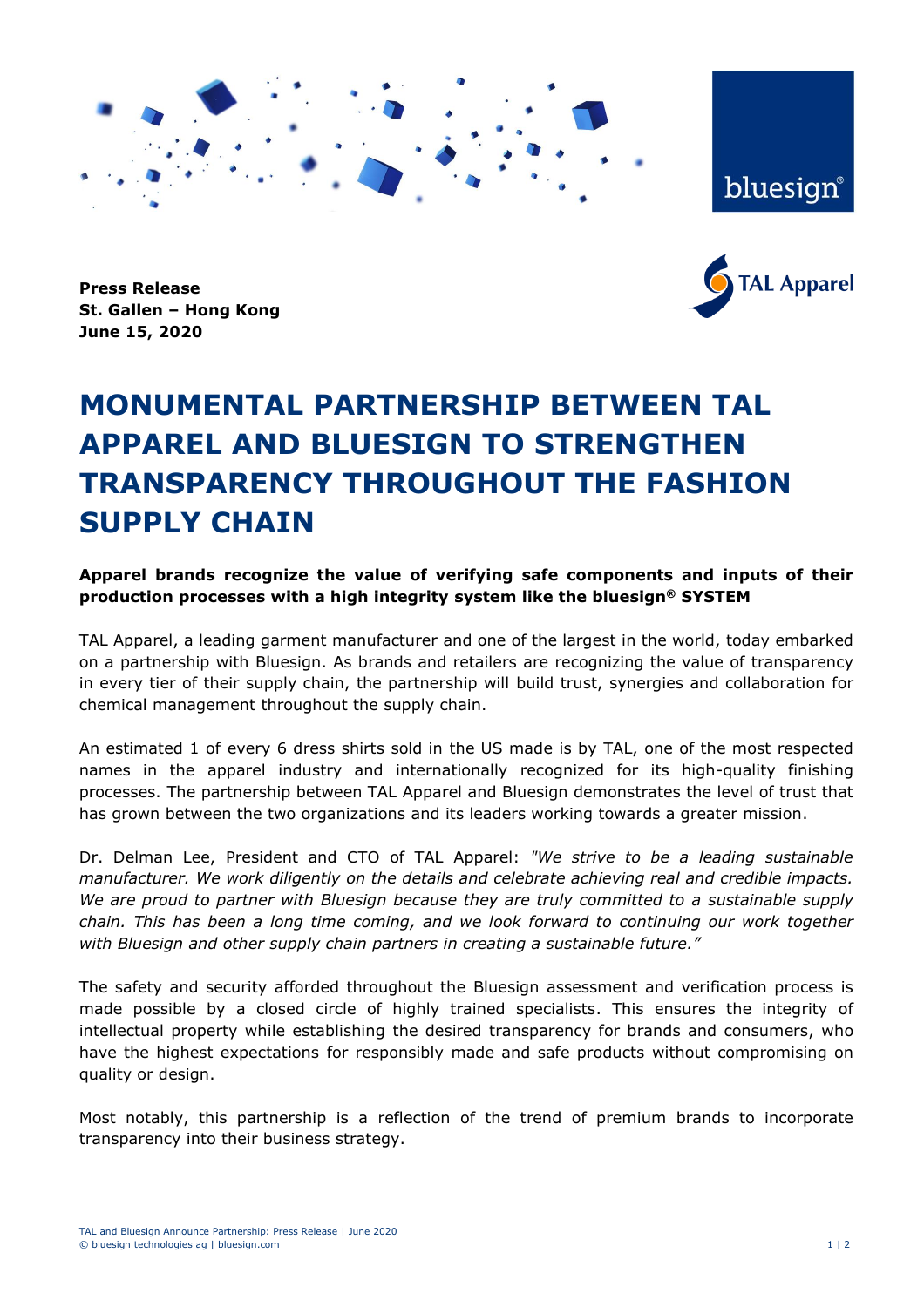**Press Release**
**St. Gallen – Hong Kong**
**June 15, 2020**

# MONUMENTAL PARTNERSHIP BETWEEN TAL APPAREL AND BLUESIGN TO STRENGTHEN TRANSPARENCY THROUGHOUT THE FASHION SUPPLY CHAIN

**Apparel brands recognize the value of verifying safe components and inputs of their production processes with a high integrity system like the bluesign® SYSTEM**

TAL Apparel, a leading garment manufacturer and one of the largest in the world, today embarked on a partnership with Bluesign. As brands and retailers are recognizing the value of transparency in every tier of their supply chain, the partnership will build trust, synergies and collaboration for chemical management throughout the supply chain.

An estimated 1 of every 6 dress shirts sold in the US made is by TAL, one of the most respected names in the apparel industry and internationally recognized for its high-quality finishing processes. The partnership between TAL Apparel and Bluesign demonstrates the level of trust that has grown between the two organizations and its leaders working towards a greater mission.

Dr. Delman Lee, President and CTO of TAL Apparel: *"We strive to be a leading sustainable manufacturer. We work diligently on the details and celebrate achieving real and credible impacts. We are proud to partner with Bluesign because they are truly committed to a sustainable supply chain. This has been a long time coming, and we look forward to continuing our work together with Bluesign and other supply chain partners in creating a sustainable future."*

The safety and security afforded throughout the Bluesign assessment and verification process is made possible by a closed circle of highly trained specialists. This ensures the integrity of intellectual property while establishing the desired transparency for brands and consumers, who have the highest expectations for responsibly made and safe products without compromising on quality or design.

Most notably, this partnership is a reflection of the trend of premium brands to incorporate transparency into their business strategy.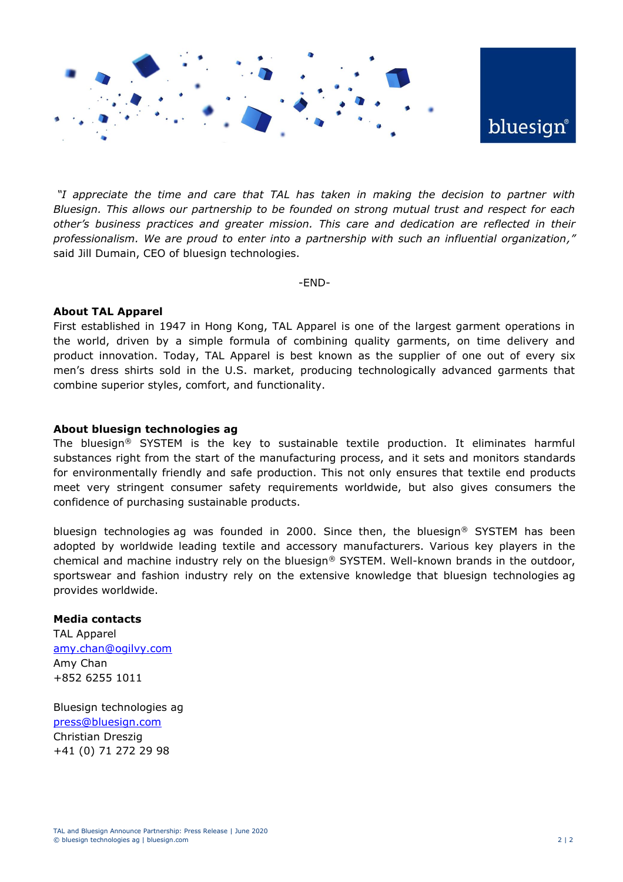*"I appreciate the time and care that TAL has taken in making the decision to partner with Bluesign. This allows our partnership to be founded on strong mutual trust and respect for each other's business practices and greater mission. This care and dedication are reflected in their professionalism. We are proud to enter into a partnership with such an influential organization,"* said Jill Dumain, CEO of bluesign technologies.

-END-

**About TAL Apparel**
First established in 1947 in Hong Kong, TAL Apparel is one of the largest garment operations in the world, driven by a simple formula of combining quality garments, on time delivery and product innovation. Today, TAL Apparel is best known as the supplier of one out of every six men's dress shirts sold in the U.S. market, producing technologically advanced garments that combine superior styles, comfort, and functionality.

**About bluesign technologies ag**
The bluesign® SYSTEM is the key to sustainable textile production. It eliminates harmful substances right from the start of the manufacturing process, and it sets and monitors standards for environmentally friendly and safe production. This not only ensures that textile end products meet very stringent consumer safety requirements worldwide, but also gives consumers the confidence of purchasing sustainable products.

bluesign technologies ag was founded in 2000. Since then, the bluesign® SYSTEM has been adopted by worldwide leading textile and accessory manufacturers. Various key players in the chemical and machine industry rely on the bluesign® SYSTEM. Well-known brands in the outdoor, sportswear and fashion industry rely on the extensive knowledge that bluesign technologies ag provides worldwide.

**Media contacts**
TAL Apparel
amy.chan@ogilvy.com
Amy Chan
+852 6255 1011

Bluesign technologies ag
press@bluesign.com
Christian Dreszig
+41 (0) 71 272 29 98